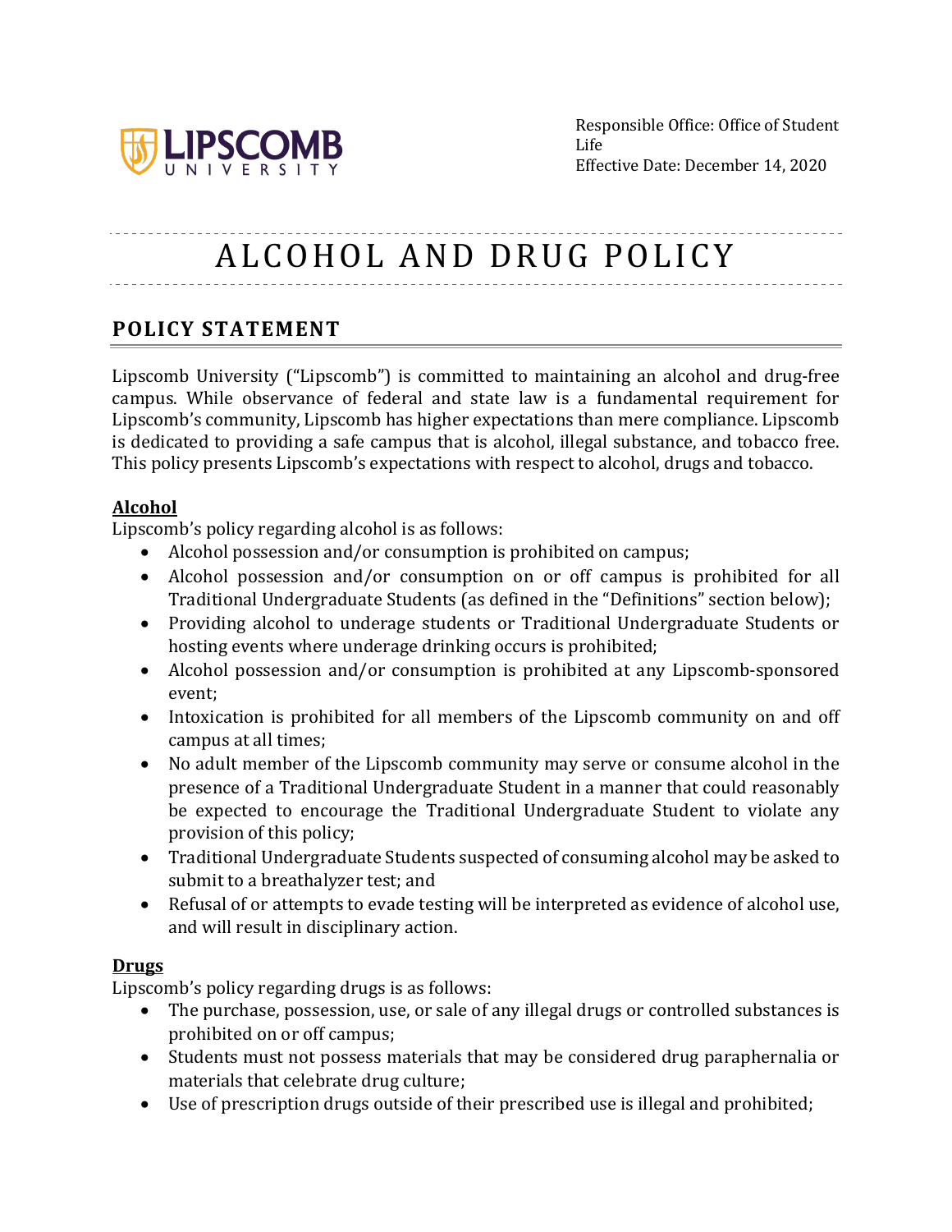Responsible Office: Office of Student Life
Effective Date: December 14, 2020

# ALCOHOL AND DRUG POLICY

## POLICY STATEMENT

Lipscomb University ("Lipscomb") is committed to maintaining an alcohol and drug-free campus. While observance of federal and state law is a fundamental requirement for Lipscomb's community, Lipscomb has higher expectations than mere compliance. Lipscomb is dedicated to providing a safe campus that is alcohol, illegal substance, and tobacco free. This policy presents Lipscomb's expectations with respect to alcohol, drugs and tobacco.

### Alcohol

Lipscomb's policy regarding alcohol is as follows:

- Alcohol possession and/or consumption is prohibited on campus;
- Alcohol possession and/or consumption on or off campus is prohibited for all Traditional Undergraduate Students (as defined in the "Definitions" section below);
- Providing alcohol to underage students or Traditional Undergraduate Students or hosting events where underage drinking occurs is prohibited;
- Alcohol possession and/or consumption is prohibited at any Lipscomb-sponsored event;
- Intoxication is prohibited for all members of the Lipscomb community on and off campus at all times;
- No adult member of the Lipscomb community may serve or consume alcohol in the presence of a Traditional Undergraduate Student in a manner that could reasonably be expected to encourage the Traditional Undergraduate Student to violate any provision of this policy;
- Traditional Undergraduate Students suspected of consuming alcohol may be asked to submit to a breathalyzer test; and
- Refusal of or attempts to evade testing will be interpreted as evidence of alcohol use, and will result in disciplinary action.

### Drugs

Lipscomb's policy regarding drugs is as follows:

- The purchase, possession, use, or sale of any illegal drugs or controlled substances is prohibited on or off campus;
- Students must not possess materials that may be considered drug paraphernalia or materials that celebrate drug culture;
- Use of prescription drugs outside of their prescribed use is illegal and prohibited;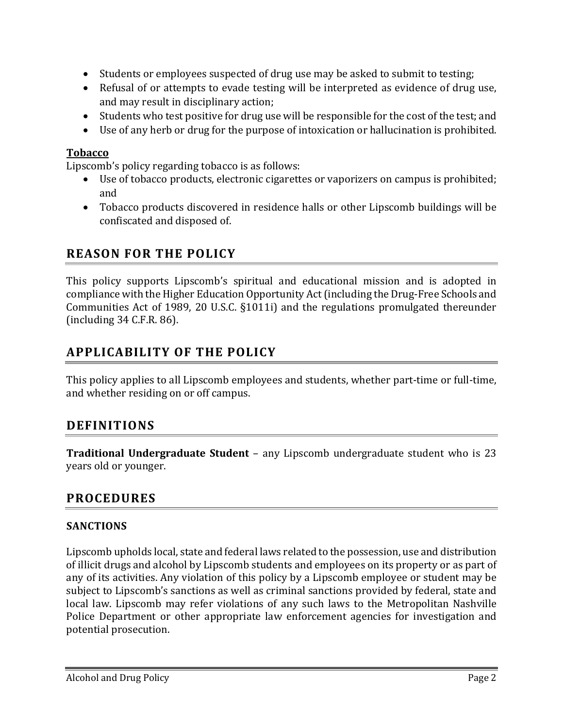- Students or employees suspected of drug use may be asked to submit to testing;
- Refusal of or attempts to evade testing will be interpreted as evidence of drug use, and may result in disciplinary action;
- Students who test positive for drug use will be responsible for the cost of the test; and
- Use of any herb or drug for the purpose of intoxication or hallucination is prohibited.

**Tobacco**

Lipscomb's policy regarding tobacco is as follows:

- Use of tobacco products, electronic cigarettes or vaporizers on campus is prohibited; and
- Tobacco products discovered in residence halls or other Lipscomb buildings will be confiscated and disposed of.

## REASON FOR THE POLICY

This policy supports Lipscomb's spiritual and educational mission and is adopted in compliance with the Higher Education Opportunity Act (including the Drug-Free Schools and Communities Act of 1989, 20 U.S.C. §1011i) and the regulations promulgated thereunder (including 34 C.F.R. 86).

## APPLICABILITY OF THE POLICY

This policy applies to all Lipscomb employees and students, whether part-time or full-time, and whether residing on or off campus.

## DEFINITIONS

**Traditional Undergraduate Student** – any Lipscomb undergraduate student who is 23 years old or younger.

## PROCEDURES

### SANCTIONS

Lipscomb upholds local, state and federal laws related to the possession, use and distribution of illicit drugs and alcohol by Lipscomb students and employees on its property or as part of any of its activities. Any violation of this policy by a Lipscomb employee or student may be subject to Lipscomb's sanctions as well as criminal sanctions provided by federal, state and local law. Lipscomb may refer violations of any such laws to the Metropolitan Nashville Police Department or other appropriate law enforcement agencies for investigation and potential prosecution.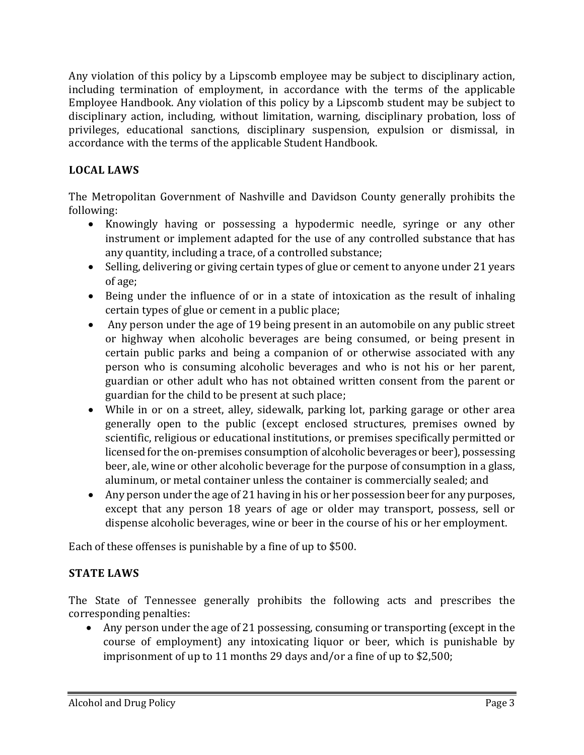Any violation of this policy by a Lipscomb employee may be subject to disciplinary action, including termination of employment, in accordance with the terms of the applicable Employee Handbook. Any violation of this policy by a Lipscomb student may be subject to disciplinary action, including, without limitation, warning, disciplinary probation, loss of privileges, educational sanctions, disciplinary suspension, expulsion or dismissal, in accordance with the terms of the applicable Student Handbook.

## LOCAL LAWS

The Metropolitan Government of Nashville and Davidson County generally prohibits the following:

- Knowingly having or possessing a hypodermic needle, syringe or any other instrument or implement adapted for the use of any controlled substance that has any quantity, including a trace, of a controlled substance;
- Selling, delivering or giving certain types of glue or cement to anyone under 21 years of age;
- Being under the influence of or in a state of intoxication as the result of inhaling certain types of glue or cement in a public place;
- Any person under the age of 19 being present in an automobile on any public street or highway when alcoholic beverages are being consumed, or being present in certain public parks and being a companion of or otherwise associated with any person who is consuming alcoholic beverages and who is not his or her parent, guardian or other adult who has not obtained written consent from the parent or guardian for the child to be present at such place;
- While in or on a street, alley, sidewalk, parking lot, parking garage or other area generally open to the public (except enclosed structures, premises owned by scientific, religious or educational institutions, or premises specifically permitted or licensed for the on-premises consumption of alcoholic beverages or beer), possessing beer, ale, wine or other alcoholic beverage for the purpose of consumption in a glass, aluminum, or metal container unless the container is commercially sealed; and
- Any person under the age of 21 having in his or her possession beer for any purposes, except that any person 18 years of age or older may transport, possess, sell or dispense alcoholic beverages, wine or beer in the course of his or her employment.

Each of these offenses is punishable by a fine of up to $500.

## STATE LAWS

The State of Tennessee generally prohibits the following acts and prescribes the corresponding penalties:

- Any person under the age of 21 possessing, consuming or transporting (except in the course of employment) any intoxicating liquor or beer, which is punishable by imprisonment of up to 11 months 29 days and/or a fine of up to $2,500;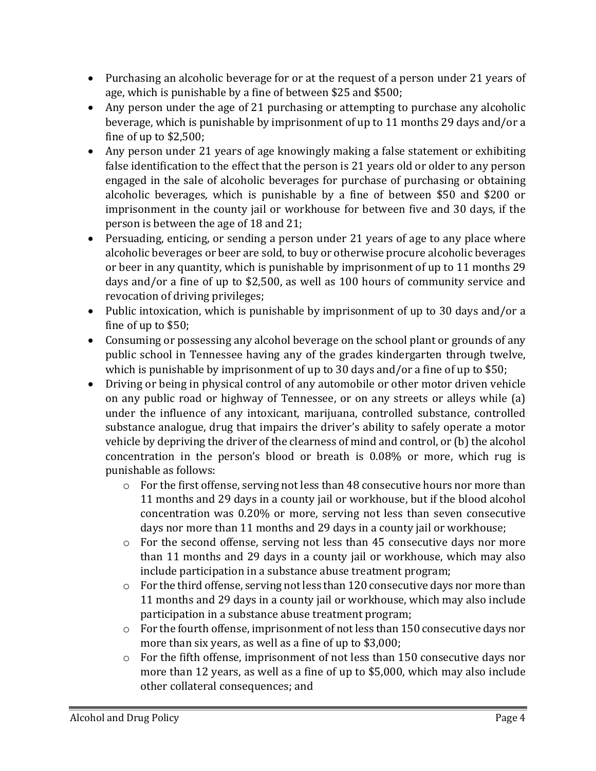- Purchasing an alcoholic beverage for or at the request of a person under 21 years of age, which is punishable by a fine of between $25 and $500;
- Any person under the age of 21 purchasing or attempting to purchase any alcoholic beverage, which is punishable by imprisonment of up to 11 months 29 days and/or a fine of up to $2,500;
- Any person under 21 years of age knowingly making a false statement or exhibiting false identification to the effect that the person is 21 years old or older to any person engaged in the sale of alcoholic beverages for purchase of purchasing or obtaining alcoholic beverages, which is punishable by a fine of between $50 and $200 or imprisonment in the county jail or workhouse for between five and 30 days, if the person is between the age of 18 and 21;
- Persuading, enticing, or sending a person under 21 years of age to any place where alcoholic beverages or beer are sold, to buy or otherwise procure alcoholic beverages or beer in any quantity, which is punishable by imprisonment of up to 11 months 29 days and/or a fine of up to $2,500, as well as 100 hours of community service and revocation of driving privileges;
- Public intoxication, which is punishable by imprisonment of up to 30 days and/or a fine of up to $50;
- Consuming or possessing any alcohol beverage on the school plant or grounds of any public school in Tennessee having any of the grades kindergarten through twelve, which is punishable by imprisonment of up to 30 days and/or a fine of up to $50;
- Driving or being in physical control of any automobile or other motor driven vehicle on any public road or highway of Tennessee, or on any streets or alleys while (a) under the influence of any intoxicant, marijuana, controlled substance, controlled substance analogue, drug that impairs the driver's ability to safely operate a motor vehicle by depriving the driver of the clearness of mind and control, or (b) the alcohol concentration in the person's blood or breath is 0.08% or more, which rug is punishable as follows:
  - For the first offense, serving not less than 48 consecutive hours nor more than 11 months and 29 days in a county jail or workhouse, but if the blood alcohol concentration was 0.20% or more, serving not less than seven consecutive days nor more than 11 months and 29 days in a county jail or workhouse;
  - For the second offense, serving not less than 45 consecutive days nor more than 11 months and 29 days in a county jail or workhouse, which may also include participation in a substance abuse treatment program;
  - For the third offense, serving not less than 120 consecutive days nor more than 11 months and 29 days in a county jail or workhouse, which may also include participation in a substance abuse treatment program;
  - For the fourth offense, imprisonment of not less than 150 consecutive days nor more than six years, as well as a fine of up to $3,000;
  - For the fifth offense, imprisonment of not less than 150 consecutive days nor more than 12 years, as well as a fine of up to $5,000, which may also include other collateral consequences; and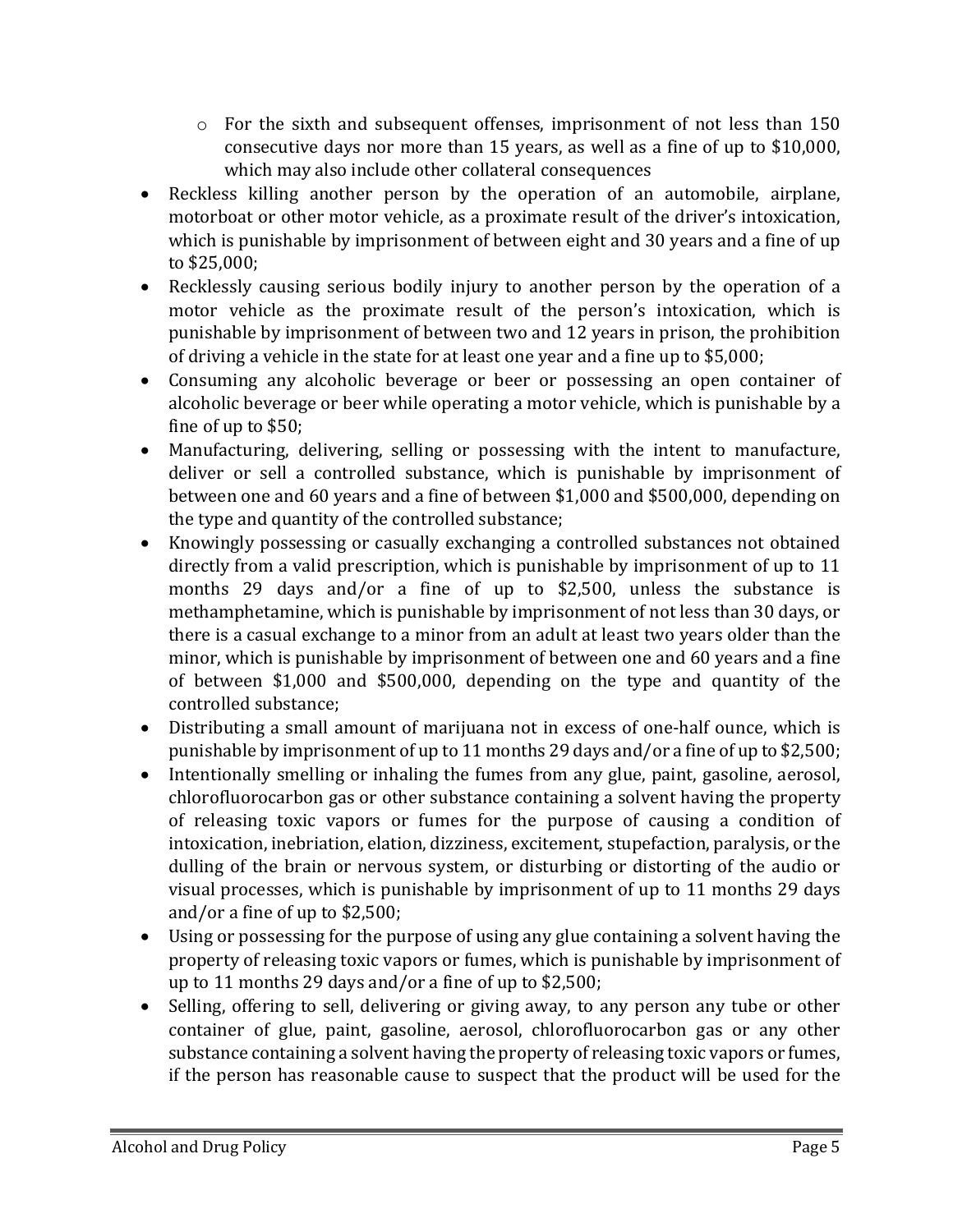- For the sixth and subsequent offenses, imprisonment of not less than 150 consecutive days nor more than 15 years, as well as a fine of up to $10,000, which may also include other collateral consequences
- Reckless killing another person by the operation of an automobile, airplane, motorboat or other motor vehicle, as a proximate result of the driver's intoxication, which is punishable by imprisonment of between eight and 30 years and a fine of up to $25,000;
- Recklessly causing serious bodily injury to another person by the operation of a motor vehicle as the proximate result of the person's intoxication, which is punishable by imprisonment of between two and 12 years in prison, the prohibition of driving a vehicle in the state for at least one year and a fine up to $5,000;
- Consuming any alcoholic beverage or beer or possessing an open container of alcoholic beverage or beer while operating a motor vehicle, which is punishable by a fine of up to $50;
- Manufacturing, delivering, selling or possessing with the intent to manufacture, deliver or sell a controlled substance, which is punishable by imprisonment of between one and 60 years and a fine of between $1,000 and $500,000, depending on the type and quantity of the controlled substance;
- Knowingly possessing or casually exchanging a controlled substances not obtained directly from a valid prescription, which is punishable by imprisonment of up to 11 months 29 days and/or a fine of up to $2,500, unless the substance is methamphetamine, which is punishable by imprisonment of not less than 30 days, or there is a casual exchange to a minor from an adult at least two years older than the minor, which is punishable by imprisonment of between one and 60 years and a fine of between $1,000 and $500,000, depending on the type and quantity of the controlled substance;
- Distributing a small amount of marijuana not in excess of one-half ounce, which is punishable by imprisonment of up to 11 months 29 days and/or a fine of up to $2,500;
- Intentionally smelling or inhaling the fumes from any glue, paint, gasoline, aerosol, chlorofluorocarbon gas or other substance containing a solvent having the property of releasing toxic vapors or fumes for the purpose of causing a condition of intoxication, inebriation, elation, dizziness, excitement, stupefaction, paralysis, or the dulling of the brain or nervous system, or disturbing or distorting of the audio or visual processes, which is punishable by imprisonment of up to 11 months 29 days and/or a fine of up to $2,500;
- Using or possessing for the purpose of using any glue containing a solvent having the property of releasing toxic vapors or fumes, which is punishable by imprisonment of up to 11 months 29 days and/or a fine of up to $2,500;
- Selling, offering to sell, delivering or giving away, to any person any tube or other container of glue, paint, gasoline, aerosol, chlorofluorocarbon gas or any other substance containing a solvent having the property of releasing toxic vapors or fumes, if the person has reasonable cause to suspect that the product will be used for the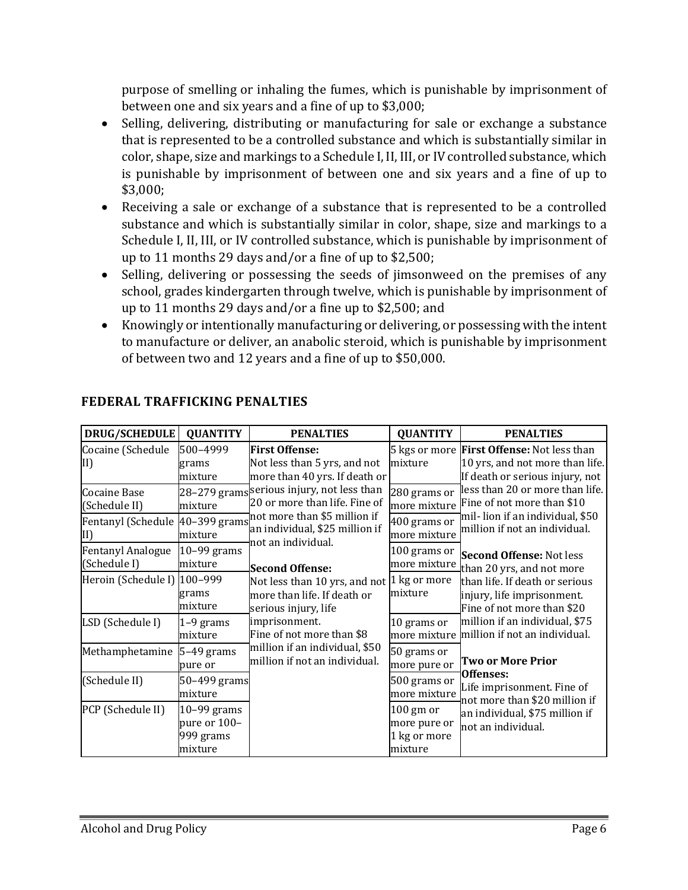purpose of smelling or inhaling the fumes, which is punishable by imprisonment of between one and six years and a fine of up to $3,000;

- Selling, delivering, distributing or manufacturing for sale or exchange a substance that is represented to be a controlled substance and which is substantially similar in color, shape, size and markings to a Schedule I, II, III, or IV controlled substance, which is punishable by imprisonment of between one and six years and a fine of up to $3,000;
- Receiving a sale or exchange of a substance that is represented to be a controlled substance and which is substantially similar in color, shape, size and markings to a Schedule I, II, III, or IV controlled substance, which is punishable by imprisonment of up to 11 months 29 days and/or a fine of up to $2,500;
- Selling, delivering or possessing the seeds of jimsonweed on the premises of any school, grades kindergarten through twelve, which is punishable by imprisonment of up to 11 months 29 days and/or a fine up to $2,500; and
- Knowingly or intentionally manufacturing or delivering, or possessing with the intent to manufacture or deliver, an anabolic steroid, which is punishable by imprisonment of between two and 12 years and a fine of up to $50,000.

## FEDERAL TRAFFICKING PENALTIES

| DRUG/SCHEDULE | QUANTITY | PENALTIES | QUANTITY | PENALTIES |
|---|---|---|---|---|
| Cocaine (Schedule II) | 500–4999 grams mixture | **First Offense:** Not less than 5 yrs, and not more than 40 yrs. If death or serious injury, not less than 20 or more than life. Fine of not more than $5 million if an individual, $25 million if not an individual. **Second Offense:** Not less than 10 yrs, and not more than life. If death or serious injury, life imprisonment. Fine of not more than $8 million if an individual, $50 million if not an individual. | 5 kgs or more mixture | **First Offense:** Not less than 10 yrs, and not more than life. If death or serious injury, not less than 20 or more than life. Fine of not more than $10 mil- lion if an individual, $50 million if not an individual. **Second Offense:** Not less than 20 yrs, and not more than life. If death or serious injury, life imprisonment. Fine of not more than $20 million if an individual, $75 million if not an individual. **Two or More Prior Offenses:** Life imprisonment. Fine of not more than $20 million if an individual, $75 million if not an individual. |
| Cocaine Base (Schedule II) | 28–279 grams mixture | | 280 grams or more mixture | |
| Fentanyl (Schedule II) | 40–399 grams mixture | | 400 grams or more mixture | |
| Fentanyl Analogue (Schedule I) | 10–99 grams mixture | | 100 grams or more mixture | |
| Heroin (Schedule I) | 100–999 grams mixture | | 1 kg or more mixture | |
| LSD (Schedule I) | 1–9 grams mixture | | 10 grams or more mixture | |
| Methamphetamine | 5–49 grams pure or | | 50 grams or more pure or | |
| (Schedule II) | 50–499 grams mixture | | 500 grams or more mixture | |
| PCP (Schedule II) | 10–99 grams pure or 100–999 grams mixture | | 100 gm or more pure or 1 kg or more mixture | |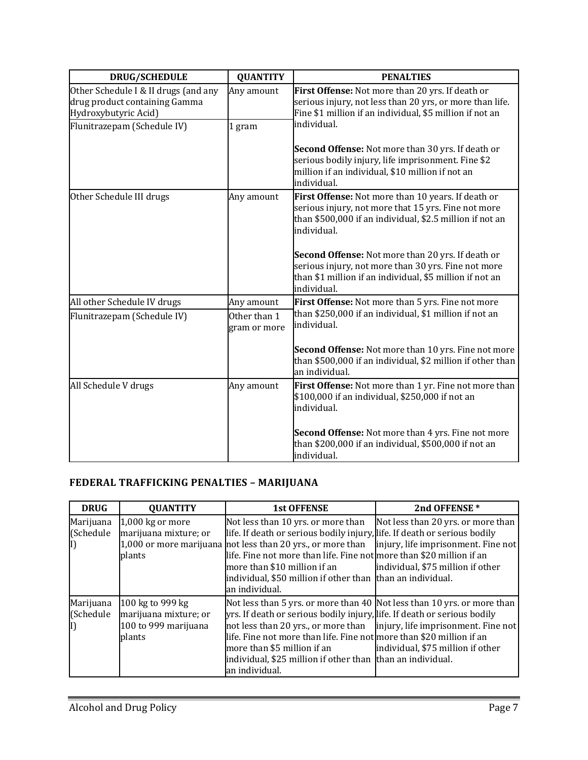| DRUG/SCHEDULE | QUANTITY | PENALTIES |
|---|---|---|
| Other Schedule I & II drugs (and any drug product containing Gamma Hydroxybutyric Acid) | Any amount | **First Offense:** Not more than 20 yrs. If death or serious injury, not less than 20 yrs, or more than life. Fine $1 million if an individual, $5 million if not an individual.<br><br>**Second Offense:** Not more than 30 yrs. If death or serious bodily injury, life imprisonment. Fine $2 million if an individual, $10 million if not an individual. |
| Flunitrazepam (Schedule IV) | 1 gram | |
| Other Schedule III drugs | Any amount | **First Offense:** Not more than 10 years. If death or serious injury, not more that 15 yrs. Fine not more than $500,000 if an individual, $2.5 million if not an individual.<br><br>**Second Offense:** Not more than 20 yrs. If death or serious injury, not more than 30 yrs. Fine not more than $1 million if an individual, $5 million if not an individual. |
| All other Schedule IV drugs | Any amount | **First Offense:** Not more than 5 yrs. Fine not more than $250,000 if an individual, $1 million if not an individual.<br><br>**Second Offense:** Not more than 10 yrs. Fine not more than $500,000 if an individual, $2 million if other than an individual. |
| Flunitrazepam (Schedule IV) | Other than 1 gram or more | |
| All Schedule V drugs | Any amount | **First Offense:** Not more than 1 yr. Fine not more than $100,000 if an individual, $250,000 if not an individual.<br><br>**Second Offense:** Not more than 4 yrs. Fine not more than $200,000 if an individual, $500,000 if not an individual. |

## FEDERAL TRAFFICKING PENALTIES – MARIJUANA

| DRUG | QUANTITY | 1st OFFENSE | 2nd OFFENSE * |
|---|---|---|---|
| Marijuana (Schedule I) | 1,000 kg or more marijuana mixture; or 1,000 or more marijuana plants | Not less than 10 yrs. or more than life. If death or serious bodily injury, not less than 20 yrs., or more than life. Fine not more than life. Fine not more than $10 million if an individual, $50 million if other than an individual. | Not less than 20 yrs. or more than life. If death or serious bodily injury, life imprisonment. Fine not more than $20 million if an individual, $75 million if other than an individual. |
| Marijuana (Schedule I) | 100 kg to 999 kg marijuana mixture; or 100 to 999 marijuana plants | Not less than 5 yrs. or more than 40 yrs. If death or serious bodily injury, not less than 20 yrs., or more than life. Fine not more than life. Fine not more than $5 million if an individual, $25 million if other than an individual. | Not less than 10 yrs. or more than life. If death or serious bodily injury, life imprisonment. Fine not more than $20 million if an individual, $75 million if other than an individual. |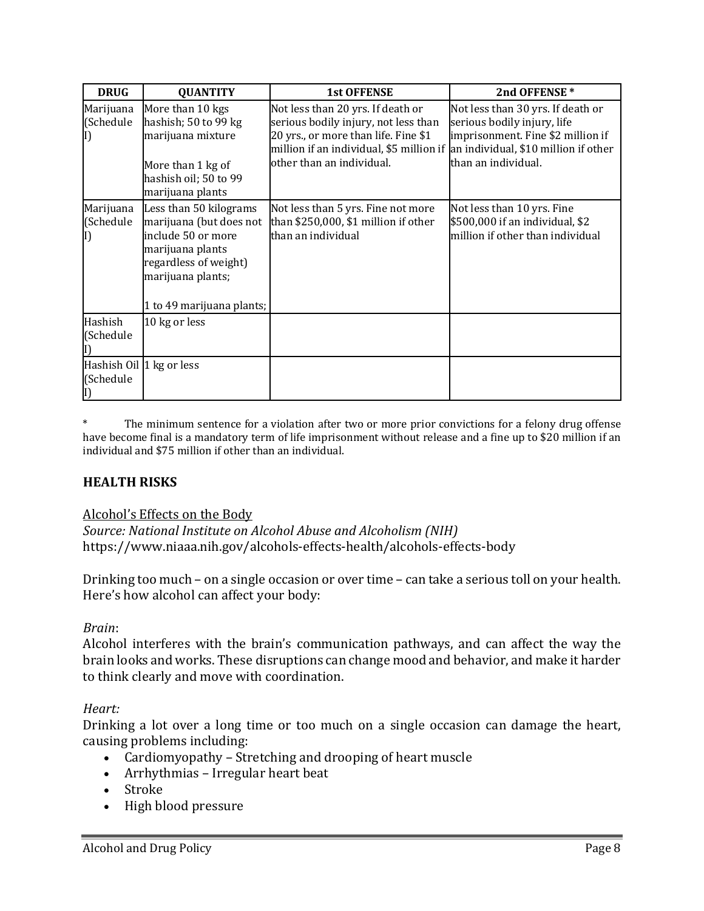| DRUG | QUANTITY | 1st OFFENSE | 2nd OFFENSE * |
|---|---|---|---|
| Marijuana (Schedule I) | More than 10 kgs hashish; 50 to 99 kg marijuana mixture<br><br>More than 1 kg of hashish oil; 50 to 99 marijuana plants | Not less than 20 yrs. If death or serious bodily injury, not less than 20 yrs., or more than life. Fine $1 million if an individual, $5 million if other than an individual. | Not less than 30 yrs. If death or serious bodily injury, life imprisonment. Fine $2 million if an individual, $10 million if other than an individual. |
| Marijuana (Schedule I) | Less than 50 kilograms marijuana (but does not include 50 or more marijuana plants regardless of weight) marijuana plants;<br><br>1 to 49 marijuana plants; | Not less than 5 yrs. Fine not more than $250,000, $1 million if other than an individual | Not less than 10 yrs. Fine $500,000 if an individual, $2 million if other than individual |
| Hashish (Schedule I) | 10 kg or less | | |
| Hashish Oil (Schedule I) | 1 kg or less | | |

* The minimum sentence for a violation after two or more prior convictions for a felony drug offense have become final is a mandatory term of life imprisonment without release and a fine up to $20 million if an individual and $75 million if other than an individual.

## HEALTH RISKS

Alcohol's Effects on the Body
*Source: National Institute on Alcohol Abuse and Alcoholism (NIH)*
https://www.niaaa.nih.gov/alcohols-effects-health/alcohols-effects-body

Drinking too much – on a single occasion or over time – can take a serious toll on your health. Here's how alcohol can affect your body:

*Brain*:
Alcohol interferes with the brain's communication pathways, and can affect the way the brain looks and works. These disruptions can change mood and behavior, and make it harder to think clearly and move with coordination.

*Heart:*
Drinking a lot over a long time or too much on a single occasion can damage the heart, causing problems including:

- Cardiomyopathy – Stretching and drooping of heart muscle
- Arrhythmias – Irregular heart beat
- Stroke
- High blood pressure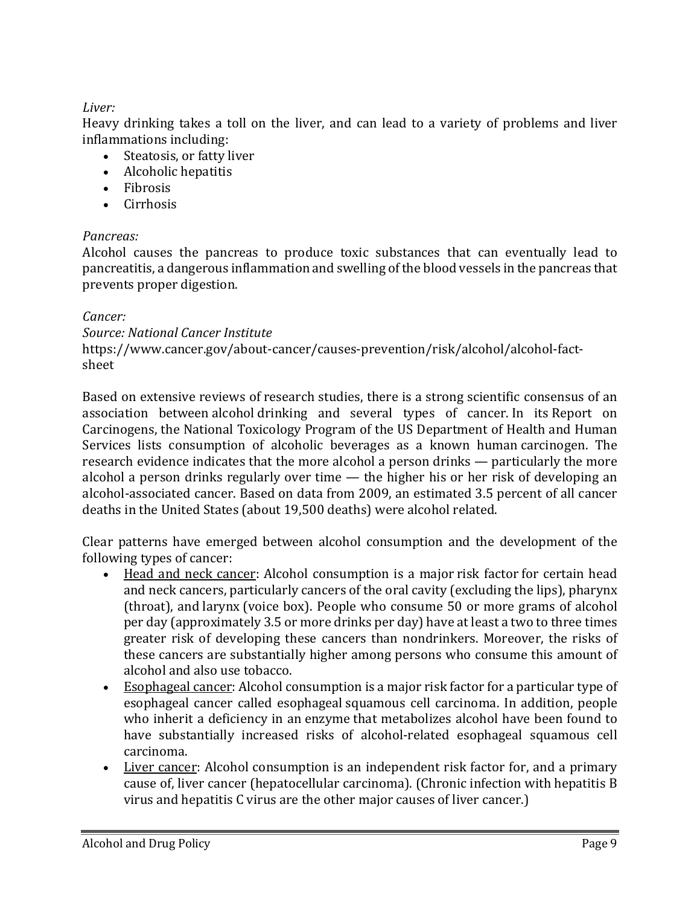*Liver:*

Heavy drinking takes a toll on the liver, and can lead to a variety of problems and liver inflammations including:

- Steatosis, or fatty liver
- Alcoholic hepatitis
- Fibrosis
- Cirrhosis

*Pancreas:*

Alcohol causes the pancreas to produce toxic substances that can eventually lead to pancreatitis, a dangerous inflammation and swelling of the blood vessels in the pancreas that prevents proper digestion.

*Cancer:*

*Source: National Cancer Institute*

https://www.cancer.gov/about-cancer/causes-prevention/risk/alcohol/alcohol-fact-sheet

Based on extensive reviews of research studies, there is a strong scientific consensus of an association between alcohol drinking and several types of cancer. In its Report on Carcinogens, the National Toxicology Program of the US Department of Health and Human Services lists consumption of alcoholic beverages as a known human carcinogen. The research evidence indicates that the more alcohol a person drinks — particularly the more alcohol a person drinks regularly over time — the higher his or her risk of developing an alcohol-associated cancer. Based on data from 2009, an estimated 3.5 percent of all cancer deaths in the United States (about 19,500 deaths) were alcohol related.

Clear patterns have emerged between alcohol consumption and the development of the following types of cancer:

- <u>Head and neck cancer</u>: Alcohol consumption is a major risk factor for certain head and neck cancers, particularly cancers of the oral cavity (excluding the lips), pharynx (throat), and larynx (voice box). People who consume 50 or more grams of alcohol per day (approximately 3.5 or more drinks per day) have at least a two to three times greater risk of developing these cancers than nondrinkers. Moreover, the risks of these cancers are substantially higher among persons who consume this amount of alcohol and also use tobacco.
- <u>Esophageal cancer</u>: Alcohol consumption is a major risk factor for a particular type of esophageal cancer called esophageal squamous cell carcinoma. In addition, people who inherit a deficiency in an enzyme that metabolizes alcohol have been found to have substantially increased risks of alcohol-related esophageal squamous cell carcinoma.
- <u>Liver cancer</u>: Alcohol consumption is an independent risk factor for, and a primary cause of, liver cancer (hepatocellular carcinoma). (Chronic infection with hepatitis B virus and hepatitis C virus are the other major causes of liver cancer.)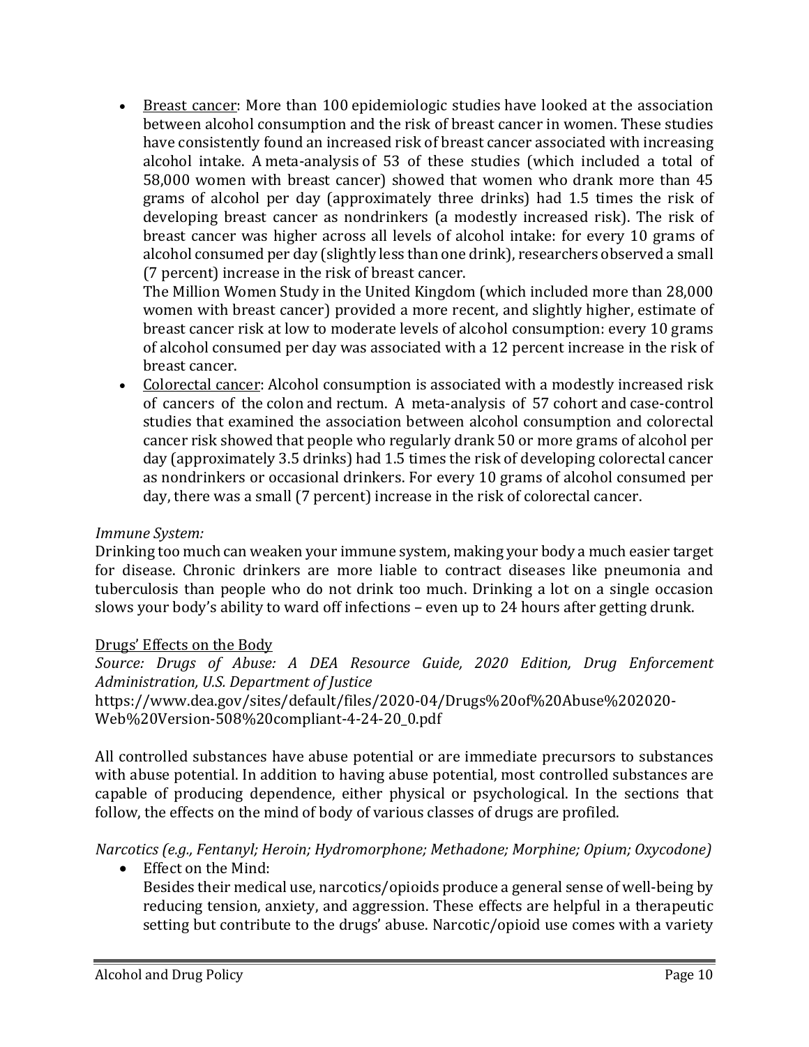- Breast cancer: More than 100 epidemiologic studies have looked at the association between alcohol consumption and the risk of breast cancer in women. These studies have consistently found an increased risk of breast cancer associated with increasing alcohol intake. A meta-analysis of 53 of these studies (which included a total of 58,000 women with breast cancer) showed that women who drank more than 45 grams of alcohol per day (approximately three drinks) had 1.5 times the risk of developing breast cancer as nondrinkers (a modestly increased risk). The risk of breast cancer was higher across all levels of alcohol intake: for every 10 grams of alcohol consumed per day (slightly less than one drink), researchers observed a small (7 percent) increase in the risk of breast cancer.
  The Million Women Study in the United Kingdom (which included more than 28,000 women with breast cancer) provided a more recent, and slightly higher, estimate of breast cancer risk at low to moderate levels of alcohol consumption: every 10 grams of alcohol consumed per day was associated with a 12 percent increase in the risk of breast cancer.
- Colorectal cancer: Alcohol consumption is associated with a modestly increased risk of cancers of the colon and rectum. A meta-analysis of 57 cohort and case-control studies that examined the association between alcohol consumption and colorectal cancer risk showed that people who regularly drank 50 or more grams of alcohol per day (approximately 3.5 drinks) had 1.5 times the risk of developing colorectal cancer as nondrinkers or occasional drinkers. For every 10 grams of alcohol consumed per day, there was a small (7 percent) increase in the risk of colorectal cancer.

*Immune System:*

Drinking too much can weaken your immune system, making your body a much easier target for disease. Chronic drinkers are more liable to contract diseases like pneumonia and tuberculosis than people who do not drink too much. Drinking a lot on a single occasion slows your body's ability to ward off infections – even up to 24 hours after getting drunk.

## Drugs' Effects on the Body

*Source: Drugs of Abuse: A DEA Resource Guide, 2020 Edition, Drug Enforcement Administration, U.S. Department of Justice*

https://www.dea.gov/sites/default/files/2020-04/Drugs%20of%20Abuse%202020-Web%20Version-508%20compliant-4-24-20_0.pdf

All controlled substances have abuse potential or are immediate precursors to substances with abuse potential. In addition to having abuse potential, most controlled substances are capable of producing dependence, either physical or psychological. In the sections that follow, the effects on the mind of body of various classes of drugs are profiled.

*Narcotics (e.g., Fentanyl; Heroin; Hydromorphone; Methadone; Morphine; Opium; Oxycodone)*

- Effect on the Mind:
  Besides their medical use, narcotics/opioids produce a general sense of well-being by reducing tension, anxiety, and aggression. These effects are helpful in a therapeutic setting but contribute to the drugs' abuse. Narcotic/opioid use comes with a variety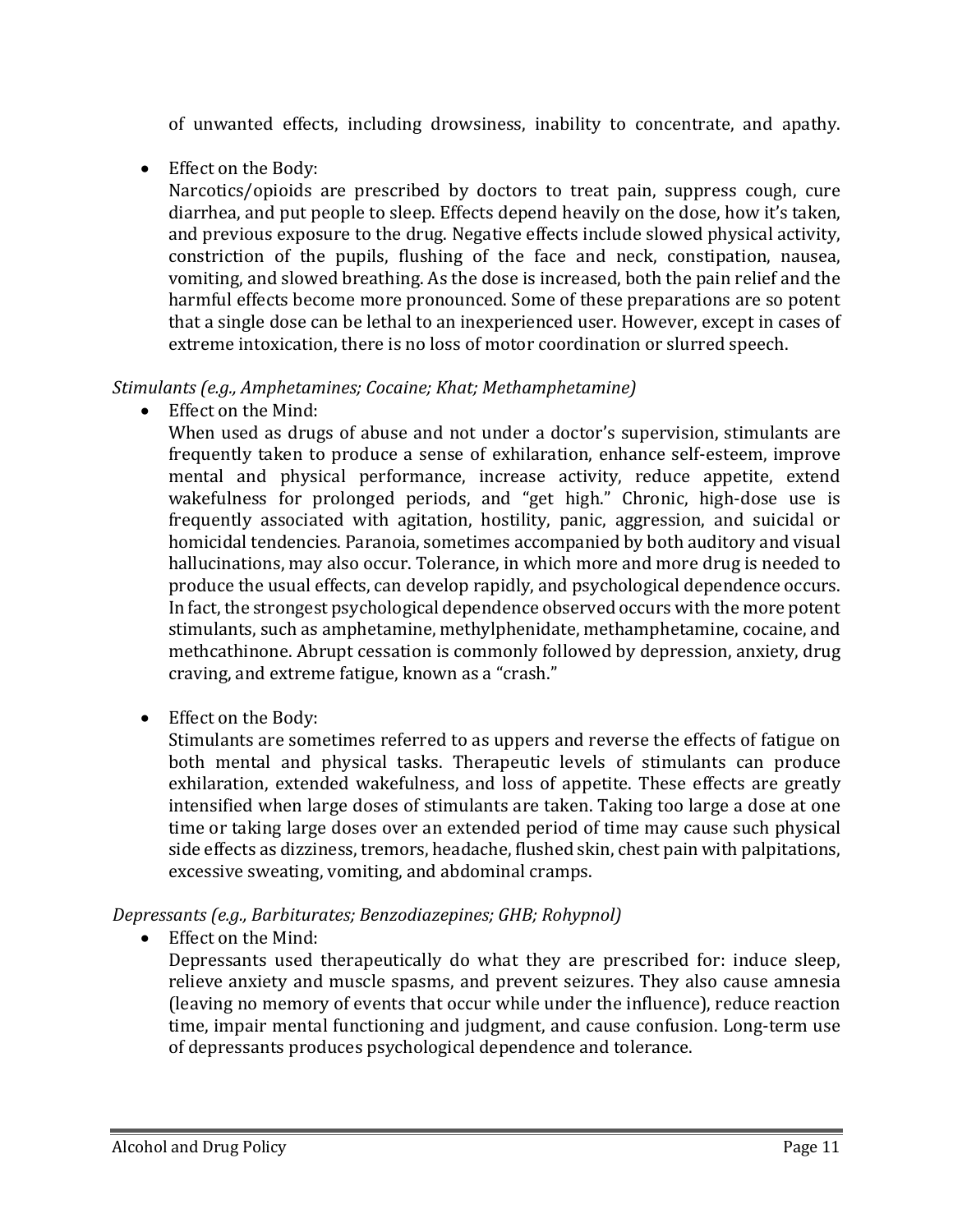of unwanted effects, including drowsiness, inability to concentrate, and apathy.

- Effect on the Body:
  Narcotics/opioids are prescribed by doctors to treat pain, suppress cough, cure diarrhea, and put people to sleep. Effects depend heavily on the dose, how it's taken, and previous exposure to the drug. Negative effects include slowed physical activity, constriction of the pupils, flushing of the face and neck, constipation, nausea, vomiting, and slowed breathing. As the dose is increased, both the pain relief and the harmful effects become more pronounced. Some of these preparations are so potent that a single dose can be lethal to an inexperienced user. However, except in cases of extreme intoxication, there is no loss of motor coordination or slurred speech.

*Stimulants (e.g., Amphetamines; Cocaine; Khat; Methamphetamine)*

- Effect on the Mind:
  When used as drugs of abuse and not under a doctor's supervision, stimulants are frequently taken to produce a sense of exhilaration, enhance self-esteem, improve mental and physical performance, increase activity, reduce appetite, extend wakefulness for prolonged periods, and "get high." Chronic, high-dose use is frequently associated with agitation, hostility, panic, aggression, and suicidal or homicidal tendencies. Paranoia, sometimes accompanied by both auditory and visual hallucinations, may also occur. Tolerance, in which more and more drug is needed to produce the usual effects, can develop rapidly, and psychological dependence occurs. In fact, the strongest psychological dependence observed occurs with the more potent stimulants, such as amphetamine, methylphenidate, methamphetamine, cocaine, and methcathinone. Abrupt cessation is commonly followed by depression, anxiety, drug craving, and extreme fatigue, known as a "crash."

- Effect on the Body:
  Stimulants are sometimes referred to as uppers and reverse the effects of fatigue on both mental and physical tasks. Therapeutic levels of stimulants can produce exhilaration, extended wakefulness, and loss of appetite. These effects are greatly intensified when large doses of stimulants are taken. Taking too large a dose at one time or taking large doses over an extended period of time may cause such physical side effects as dizziness, tremors, headache, flushed skin, chest pain with palpitations, excessive sweating, vomiting, and abdominal cramps.

*Depressants (e.g., Barbiturates; Benzodiazepines; GHB; Rohypnol)*

- Effect on the Mind:
  Depressants used therapeutically do what they are prescribed for: induce sleep, relieve anxiety and muscle spasms, and prevent seizures. They also cause amnesia (leaving no memory of events that occur while under the influence), reduce reaction time, impair mental functioning and judgment, and cause confusion. Long-term use of depressants produces psychological dependence and tolerance.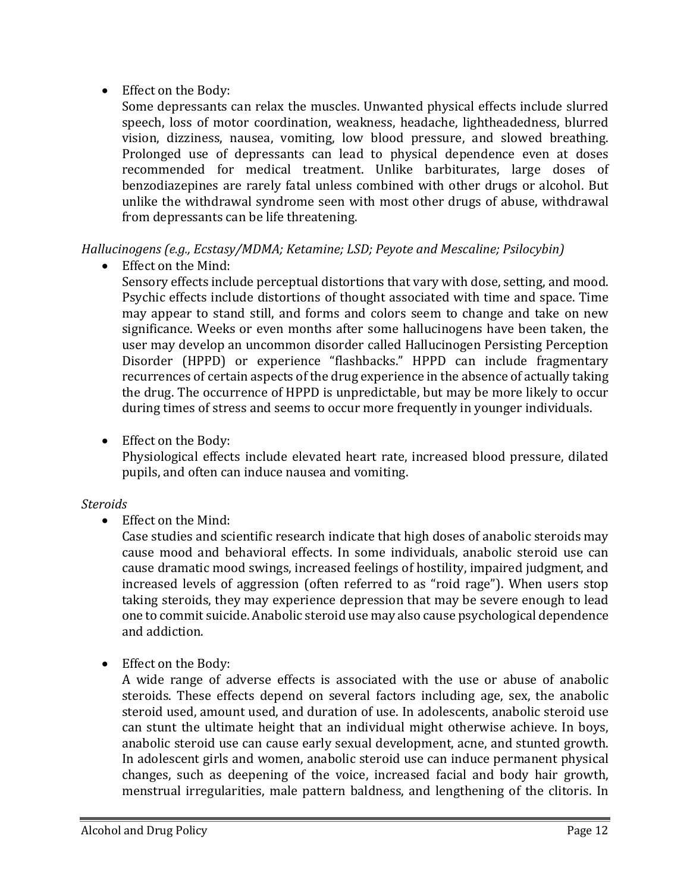- Effect on the Body:
  Some depressants can relax the muscles. Unwanted physical effects include slurred speech, loss of motor coordination, weakness, headache, lightheadedness, blurred vision, dizziness, nausea, vomiting, low blood pressure, and slowed breathing. Prolonged use of depressants can lead to physical dependence even at doses recommended for medical treatment. Unlike barbiturates, large doses of benzodiazepines are rarely fatal unless combined with other drugs or alcohol. But unlike the withdrawal syndrome seen with most other drugs of abuse, withdrawal from depressants can be life threatening.

*Hallucinogens (e.g., Ecstasy/MDMA; Ketamine; LSD; Peyote and Mescaline; Psilocybin)*

- Effect on the Mind:
  Sensory effects include perceptual distortions that vary with dose, setting, and mood. Psychic effects include distortions of thought associated with time and space. Time may appear to stand still, and forms and colors seem to change and take on new significance. Weeks or even months after some hallucinogens have been taken, the user may develop an uncommon disorder called Hallucinogen Persisting Perception Disorder (HPPD) or experience "flashbacks." HPPD can include fragmentary recurrences of certain aspects of the drug experience in the absence of actually taking the drug. The occurrence of HPPD is unpredictable, but may be more likely to occur during times of stress and seems to occur more frequently in younger individuals.

- Effect on the Body:
  Physiological effects include elevated heart rate, increased blood pressure, dilated pupils, and often can induce nausea and vomiting.

*Steroids*

- Effect on the Mind:
  Case studies and scientific research indicate that high doses of anabolic steroids may cause mood and behavioral effects. In some individuals, anabolic steroid use can cause dramatic mood swings, increased feelings of hostility, impaired judgment, and increased levels of aggression (often referred to as "roid rage"). When users stop taking steroids, they may experience depression that may be severe enough to lead one to commit suicide. Anabolic steroid use may also cause psychological dependence and addiction.

- Effect on the Body:
  A wide range of adverse effects is associated with the use or abuse of anabolic steroids. These effects depend on several factors including age, sex, the anabolic steroid used, amount used, and duration of use. In adolescents, anabolic steroid use can stunt the ultimate height that an individual might otherwise achieve. In boys, anabolic steroid use can cause early sexual development, acne, and stunted growth. In adolescent girls and women, anabolic steroid use can induce permanent physical changes, such as deepening of the voice, increased facial and body hair growth, menstrual irregularities, male pattern baldness, and lengthening of the clitoris. In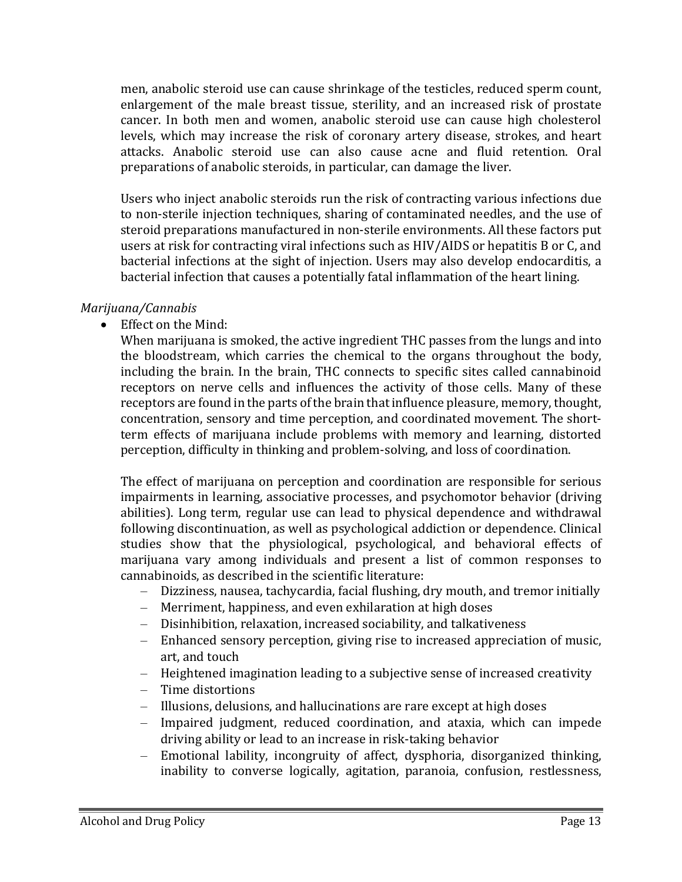men, anabolic steroid use can cause shrinkage of the testicles, reduced sperm count, enlargement of the male breast tissue, sterility, and an increased risk of prostate cancer. In both men and women, anabolic steroid use can cause high cholesterol levels, which may increase the risk of coronary artery disease, strokes, and heart attacks. Anabolic steroid use can also cause acne and fluid retention. Oral preparations of anabolic steroids, in particular, can damage the liver.

Users who inject anabolic steroids run the risk of contracting various infections due to non-sterile injection techniques, sharing of contaminated needles, and the use of steroid preparations manufactured in non-sterile environments. All these factors put users at risk for contracting viral infections such as HIV/AIDS or hepatitis B or C, and bacterial infections at the sight of injection. Users may also develop endocarditis, a bacterial infection that causes a potentially fatal inflammation of the heart lining.

*Marijuana/Cannabis*

- Effect on the Mind:

  When marijuana is smoked, the active ingredient THC passes from the lungs and into the bloodstream, which carries the chemical to the organs throughout the body, including the brain. In the brain, THC connects to specific sites called cannabinoid receptors on nerve cells and influences the activity of those cells. Many of these receptors are found in the parts of the brain that influence pleasure, memory, thought, concentration, sensory and time perception, and coordinated movement. The short-term effects of marijuana include problems with memory and learning, distorted perception, difficulty in thinking and problem-solving, and loss of coordination.

  The effect of marijuana on perception and coordination are responsible for serious impairments in learning, associative processes, and psychomotor behavior (driving abilities). Long term, regular use can lead to physical dependence and withdrawal following discontinuation, as well as psychological addiction or dependence. Clinical studies show that the physiological, psychological, and behavioral effects of marijuana vary among individuals and present a list of common responses to cannabinoids, as described in the scientific literature:

  - Dizziness, nausea, tachycardia, facial flushing, dry mouth, and tremor initially
  - Merriment, happiness, and even exhilaration at high doses
  - Disinhibition, relaxation, increased sociability, and talkativeness
  - Enhanced sensory perception, giving rise to increased appreciation of music, art, and touch
  - Heightened imagination leading to a subjective sense of increased creativity
  - Time distortions
  - Illusions, delusions, and hallucinations are rare except at high doses
  - Impaired judgment, reduced coordination, and ataxia, which can impede driving ability or lead to an increase in risk-taking behavior
  - Emotional lability, incongruity of affect, dysphoria, disorganized thinking, inability to converse logically, agitation, paranoia, confusion, restlessness,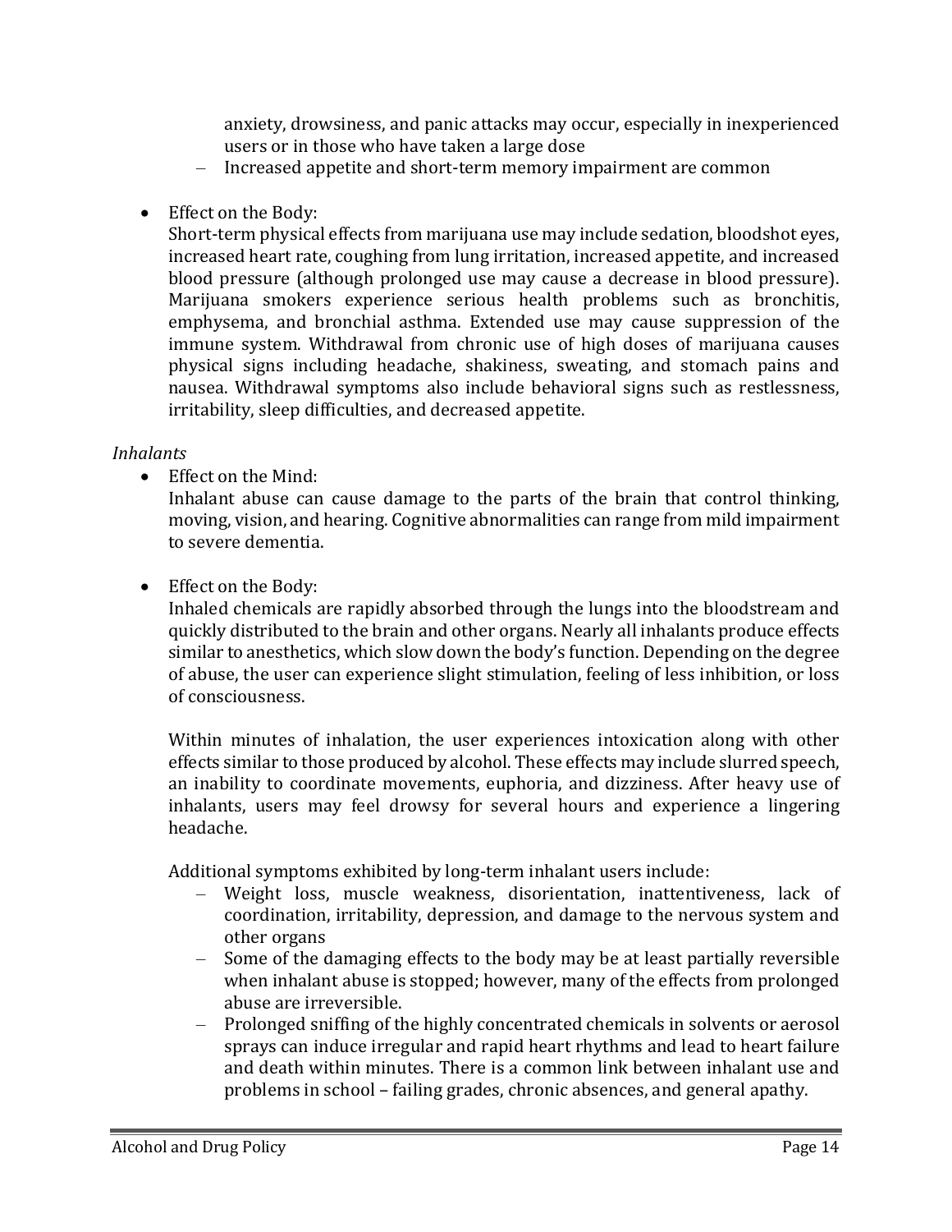anxiety, drowsiness, and panic attacks may occur, especially in inexperienced users or in those who have taken a large dose
  - Increased appetite and short-term memory impairment are common

- Effect on the Body:
  Short-term physical effects from marijuana use may include sedation, bloodshot eyes, increased heart rate, coughing from lung irritation, increased appetite, and increased blood pressure (although prolonged use may cause a decrease in blood pressure). Marijuana smokers experience serious health problems such as bronchitis, emphysema, and bronchial asthma. Extended use may cause suppression of the immune system. Withdrawal from chronic use of high doses of marijuana causes physical signs including headache, shakiness, sweating, and stomach pains and nausea. Withdrawal symptoms also include behavioral signs such as restlessness, irritability, sleep difficulties, and decreased appetite.

*Inhalants*

- Effect on the Mind:
  Inhalant abuse can cause damage to the parts of the brain that control thinking, moving, vision, and hearing. Cognitive abnormalities can range from mild impairment to severe dementia.

- Effect on the Body:
  Inhaled chemicals are rapidly absorbed through the lungs into the bloodstream and quickly distributed to the brain and other organs. Nearly all inhalants produce effects similar to anesthetics, which slow down the body's function. Depending on the degree of abuse, the user can experience slight stimulation, feeling of less inhibition, or loss of consciousness.

  Within minutes of inhalation, the user experiences intoxication along with other effects similar to those produced by alcohol. These effects may include slurred speech, an inability to coordinate movements, euphoria, and dizziness. After heavy use of inhalants, users may feel drowsy for several hours and experience a lingering headache.

  Additional symptoms exhibited by long-term inhalant users include:
  - Weight loss, muscle weakness, disorientation, inattentiveness, lack of coordination, irritability, depression, and damage to the nervous system and other organs
  - Some of the damaging effects to the body may be at least partially reversible when inhalant abuse is stopped; however, many of the effects from prolonged abuse are irreversible.
  - Prolonged sniffing of the highly concentrated chemicals in solvents or aerosol sprays can induce irregular and rapid heart rhythms and lead to heart failure and death within minutes. There is a common link between inhalant use and problems in school – failing grades, chronic absences, and general apathy.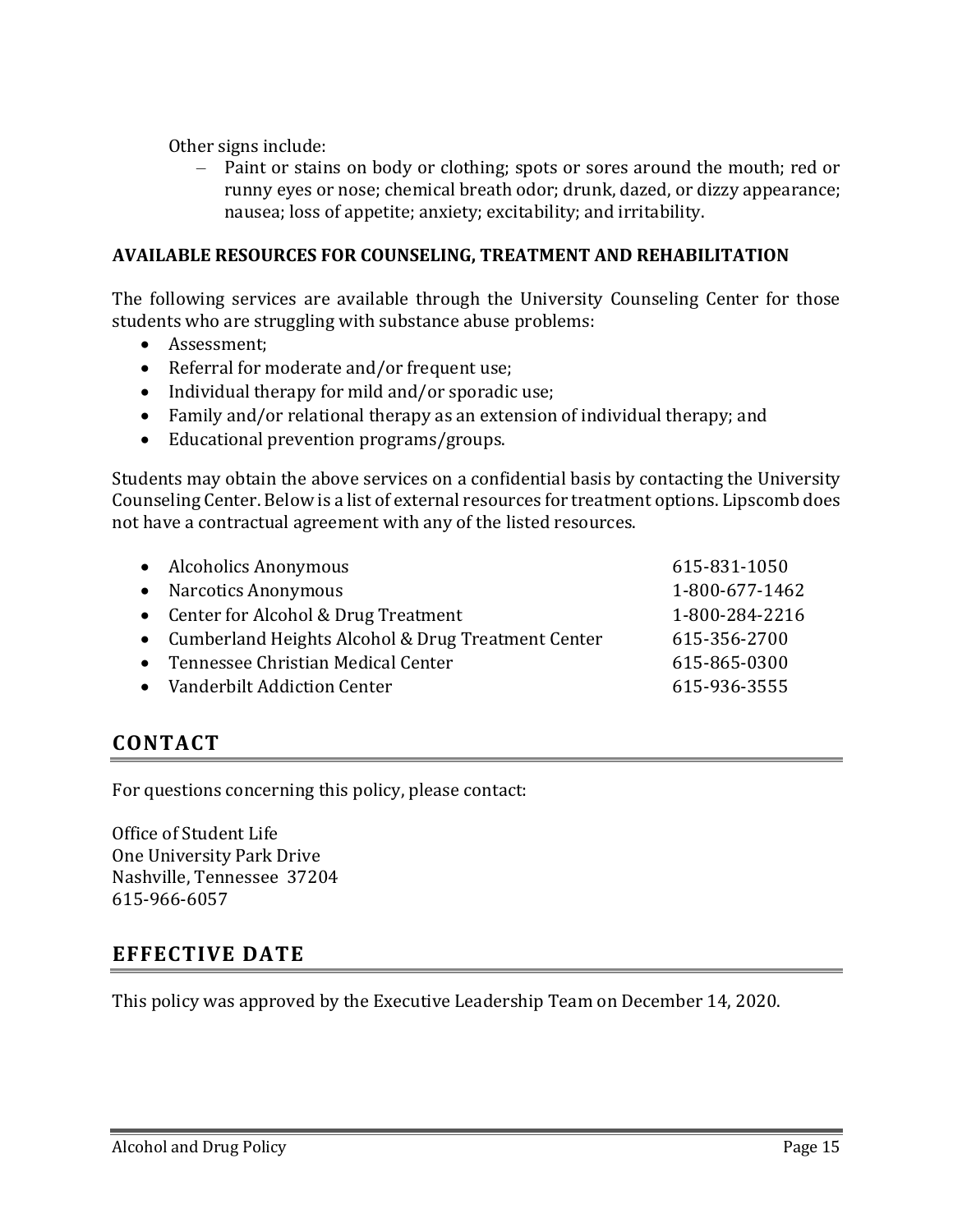Other signs include:

- Paint or stains on body or clothing; spots or sores around the mouth; red or runny eyes or nose; chemical breath odor; drunk, dazed, or dizzy appearance; nausea; loss of appetite; anxiety; excitability; and irritability.

**AVAILABLE RESOURCES FOR COUNSELING, TREATMENT AND REHABILITATION**

The following services are available through the University Counseling Center for those students who are struggling with substance abuse problems:

- Assessment;
- Referral for moderate and/or frequent use;
- Individual therapy for mild and/or sporadic use;
- Family and/or relational therapy as an extension of individual therapy; and
- Educational prevention programs/groups.

Students may obtain the above services on a confidential basis by contacting the University Counseling Center. Below is a list of external resources for treatment options. Lipscomb does not have a contractual agreement with any of the listed resources.

| | |
|---|---|
| • Alcoholics Anonymous | 615-831-1050 |
| • Narcotics Anonymous | 1-800-677-1462 |
| • Center for Alcohol & Drug Treatment | 1-800-284-2216 |
| • Cumberland Heights Alcohol & Drug Treatment Center | 615-356-2700 |
| • Tennessee Christian Medical Center | 615-865-0300 |
| • Vanderbilt Addiction Center | 615-936-3555 |

## CONTACT

For questions concerning this policy, please contact:

Office of Student Life
One University Park Drive
Nashville, Tennessee 37204
615-966-6057

## EFFECTIVE DATE

This policy was approved by the Executive Leadership Team on December 14, 2020.